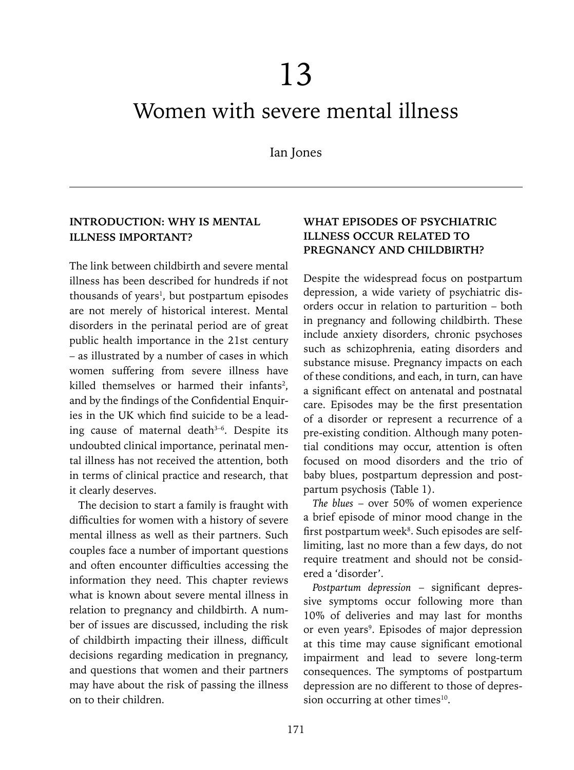# 13

# Women with severe mental illness

Ian Jones

## INTRODUCTION: WHY IS MENTAL ILLNESS IMPORTANT?

The link between childbirth and severe mental illness has been described for hundreds if not thousands of years[1], but postpartum episodes are not merely of historical interest. Mental disorders in the perinatal period are of great public health importance in the 21st century – as illustrated by a number of cases in which women suffering from severe illness have killed themselves or harmed their infants[2], and by the findings of the Confidential Enquiries in the UK which find suicide to be a leading cause of maternal death[3–6]. Despite its undoubted clinical importance, perinatal mental illness has not received the attention, both in terms of clinical practice and research, that it clearly deserves.

The decision to start a family is fraught with difficulties for women with a history of severe mental illness as well as their partners. Such couples face a number of important questions and often encounter difficulties accessing the information they need. This chapter reviews what is known about severe mental illness in relation to pregnancy and childbirth. A number of issues are discussed, including the risk of childbirth impacting their illness, difficult decisions regarding medication in pregnancy, and questions that women and their partners may have about the risk of passing the illness on to their children.

## WHAT EPISODES OF PSYCHIATRIC ILLNESS OCCUR RELATED TO PREGNANCY AND CHILDBIRTH?

Despite the widespread focus on postpartum depression, a wide variety of psychiatric disorders occur in relation to parturition – both in pregnancy and following childbirth. These include anxiety disorders, chronic psychoses such as schizophrenia, eating disorders and substance misuse. Pregnancy impacts on each of these conditions, and each, in turn, can have a significant effect on antenatal and postnatal care. Episodes may be the first presentation of a disorder or represent a recurrence of a pre-existing condition. Although many potential conditions may occur, attention is often focused on mood disorders and the trio of baby blues, postpartum depression and postpartum psychosis (Table 1).

*The blues* – over 50% of women experience a brief episode of minor mood change in the first postpartum week[8]. Such episodes are self-limiting, last no more than a few days, do not require treatment and should not be considered a 'disorder'.

*Postpartum depression* – significant depressive symptoms occur following more than 10% of deliveries and may last for months or even years[9]. Episodes of major depression at this time may cause significant emotional impairment and lead to severe long-term consequences. The symptoms of postpartum depression are no different to those of depression occurring at other times[10].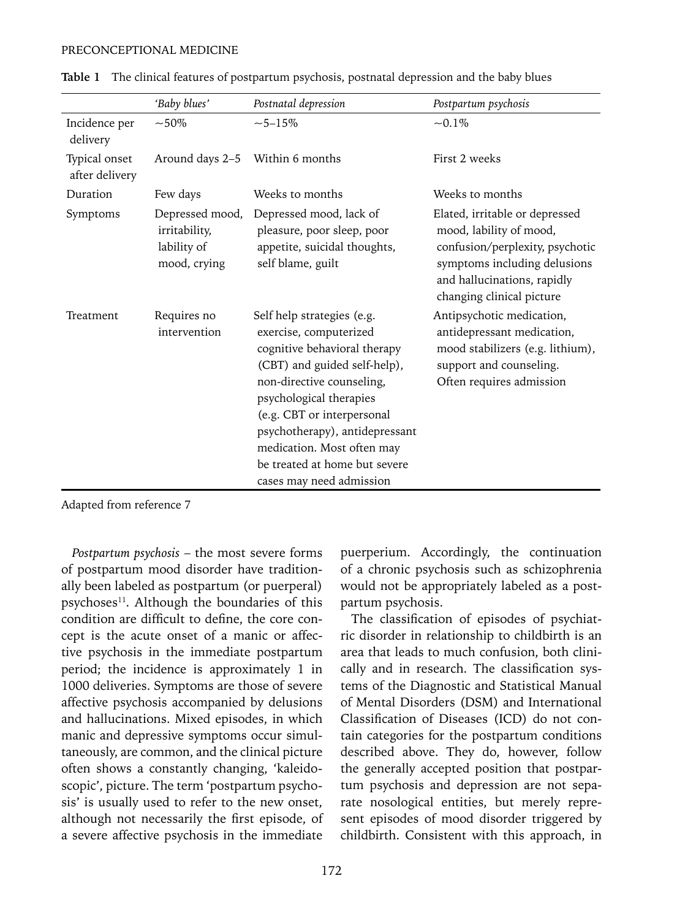**Table 1** The clinical features of postpartum psychosis, postnatal depression and the baby blues

| | *'Baby blues'* | *Postnatal depression* | *Postpartum psychosis* |
|---|---|---|---|
| Incidence per delivery | ~50% | ~5–15% | ~0.1% |
| Typical onset after delivery | Around days 2–5 | Within 6 months | First 2 weeks |
| Duration | Few days | Weeks to months | Weeks to months |
| Symptoms | Depressed mood, irritability, lability of mood, crying | Depressed mood, lack of pleasure, poor sleep, poor appetite, suicidal thoughts, self blame, guilt | Elated, irritable or depressed mood, lability of mood, confusion/perplexity, psychotic symptoms including delusions and hallucinations, rapidly changing clinical picture |
| Treatment | Requires no intervention | Self help strategies (e.g. exercise, computerized cognitive behavioral therapy (CBT) and guided self-help), non-directive counseling, psychological therapies (e.g. CBT or interpersonal psychotherapy), antidepressant medication. Most often may be treated at home but severe cases may need admission | Antipsychotic medication, antidepressant medication, mood stabilizers (e.g. lithium), support and counseling. Often requires admission |

Adapted from reference 7

*Postpartum psychosis* – the most severe forms of postpartum mood disorder have traditionally been labeled as postpartum (or puerperal) psychoses[11]. Although the boundaries of this condition are difficult to define, the core concept is the acute onset of a manic or affective psychosis in the immediate postpartum period; the incidence is approximately 1 in 1000 deliveries. Symptoms are those of severe affective psychosis accompanied by delusions and hallucinations. Mixed episodes, in which manic and depressive symptoms occur simultaneously, are common, and the clinical picture often shows a constantly changing, 'kaleidoscopic', picture. The term 'postpartum psychosis' is usually used to refer to the new onset, although not necessarily the first episode, of a severe affective psychosis in the immediate puerperium. Accordingly, the continuation of a chronic psychosis such as schizophrenia would not be appropriately labeled as a postpartum psychosis.

The classification of episodes of psychiatric disorder in relationship to childbirth is an area that leads to much confusion, both clinically and in research. The classification systems of the Diagnostic and Statistical Manual of Mental Disorders (DSM) and International Classification of Diseases (ICD) do not contain categories for the postpartum conditions described above. They do, however, follow the generally accepted position that postpartum psychosis and depression are not separate nosological entities, but merely represent episodes of mood disorder triggered by childbirth. Consistent with this approach, in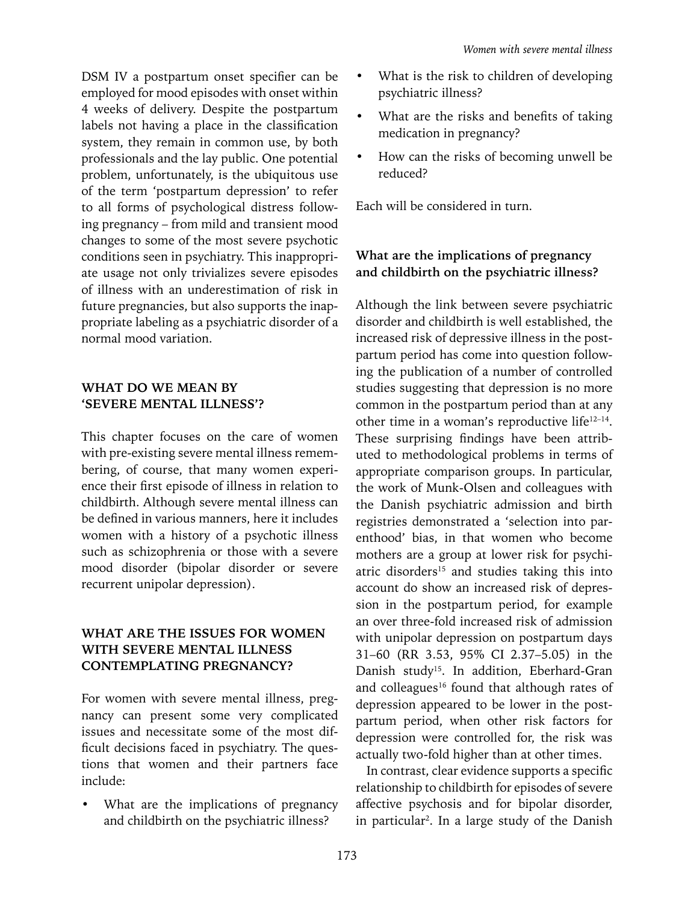DSM IV a postpartum onset specifier can be employed for mood episodes with onset within 4 weeks of delivery. Despite the postpartum labels not having a place in the classification system, they remain in common use, by both professionals and the lay public. One potential problem, unfortunately, is the ubiquitous use of the term 'postpartum depression' to refer to all forms of psychological distress following pregnancy – from mild and transient mood changes to some of the most severe psychotic conditions seen in psychiatry. This inappropriate usage not only trivializes severe episodes of illness with an underestimation of risk in future pregnancies, but also supports the inappropriate labeling as a psychiatric disorder of a normal mood variation.

## WHAT DO WE MEAN BY 'SEVERE MENTAL ILLNESS'?

This chapter focuses on the care of women with pre-existing severe mental illness remembering, of course, that many women experience their first episode of illness in relation to childbirth. Although severe mental illness can be defined in various manners, here it includes women with a history of a psychotic illness such as schizophrenia or those with a severe mood disorder (bipolar disorder or severe recurrent unipolar depression).

## WHAT ARE THE ISSUES FOR WOMEN WITH SEVERE MENTAL ILLNESS CONTEMPLATING PREGNANCY?

For women with severe mental illness, pregnancy can present some very complicated issues and necessitate some of the most difficult decisions faced in psychiatry. The questions that women and their partners face include:

- What are the implications of pregnancy and childbirth on the psychiatric illness?
- What is the risk to children of developing psychiatric illness?
- What are the risks and benefits of taking medication in pregnancy?
- How can the risks of becoming unwell be reduced?

Each will be considered in turn.

### What are the implications of pregnancy and childbirth on the psychiatric illness?

Although the link between severe psychiatric disorder and childbirth is well established, the increased risk of depressive illness in the postpartum period has come into question following the publication of a number of controlled studies suggesting that depression is no more common in the postpartum period than at any other time in a woman's reproductive life[12–14]. These surprising findings have been attributed to methodological problems in terms of appropriate comparison groups. In particular, the work of Munk-Olsen and colleagues with the Danish psychiatric admission and birth registries demonstrated a 'selection into parenthood' bias, in that women who become mothers are a group at lower risk for psychiatric disorders[15] and studies taking this into account do show an increased risk of depression in the postpartum period, for example an over three-fold increased risk of admission with unipolar depression on postpartum days 31–60 (RR 3.53, 95% CI 2.37–5.05) in the Danish study[15]. In addition, Eberhard-Gran and colleagues[16] found that although rates of depression appeared to be lower in the postpartum period, when other risk factors for depression were controlled for, the risk was actually two-fold higher than at other times.

In contrast, clear evidence supports a specific relationship to childbirth for episodes of severe affective psychosis and for bipolar disorder, in particular[2]. In a large study of the Danish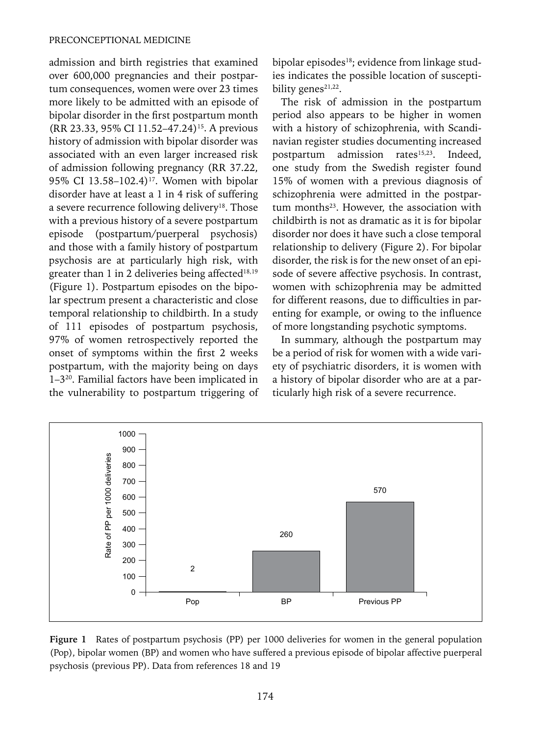admission and birth registries that examined over 600,000 pregnancies and their postpartum consequences, women were over 23 times more likely to be admitted with an episode of bipolar disorder in the first postpartum month (RR 23.33, 95% CI 11.52–47.24)[15]. A previous history of admission with bipolar disorder was associated with an even larger increased risk of admission following pregnancy (RR 37.22, 95% CI 13.58–102.4)[17]. Women with bipolar disorder have at least a 1 in 4 risk of suffering a severe recurrence following delivery[18]. Those with a previous history of a severe postpartum episode (postpartum/puerperal psychosis) and those with a family history of postpartum psychosis are at particularly high risk, with greater than 1 in 2 deliveries being affected[18,19] (Figure 1). Postpartum episodes on the bipolar spectrum present a characteristic and close temporal relationship to childbirth. In a study of 111 episodes of postpartum psychosis, 97% of women retrospectively reported the onset of symptoms within the first 2 weeks postpartum, with the majority being on days 1–3[20]. Familial factors have been implicated in the vulnerability to postpartum triggering of bipolar episodes[18]; evidence from linkage studies indicates the possible location of susceptibility genes[21,22].

The risk of admission in the postpartum period also appears to be higher in women with a history of schizophrenia, with Scandinavian register studies documenting increased postpartum admission rates[15,23]. Indeed, one study from the Swedish register found 15% of women with a previous diagnosis of schizophrenia were admitted in the postpartum months[23]. However, the association with childbirth is not as dramatic as it is for bipolar disorder nor does it have such a close temporal relationship to delivery (Figure 2). For bipolar disorder, the risk is for the new onset of an episode of severe affective psychosis. In contrast, women with schizophrenia may be admitted for different reasons, due to difficulties in parenting for example, or owing to the influence of more longstanding psychotic symptoms.

In summary, although the postpartum may be a period of risk for women with a wide variety of psychiatric disorders, it is women with a history of bipolar disorder who are at a particularly high risk of a severe recurrence.

| Group | Rate of PP per 1000 deliveries |
|---|---|
| Pop | 2 |
| BP | 260 |
| Previous PP | 570 |

**Figure 1** Rates of postpartum psychosis (PP) per 1000 deliveries for women in the general population (Pop), bipolar women (BP) and women who have suffered a previous episode of bipolar affective puerperal psychosis (previous PP). Data from references 18 and 19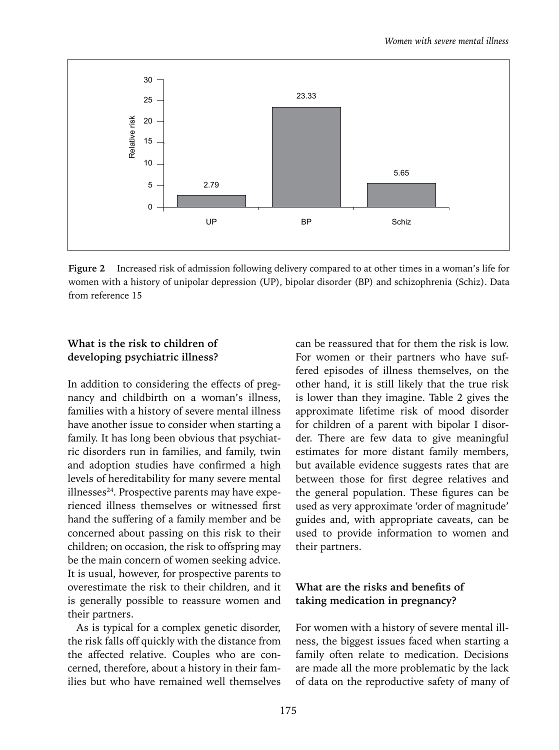**Figure 2** Increased risk of admission following delivery compared to at other times in a woman's life for women with a history of unipolar depression (UP), bipolar disorder (BP) and schizophrenia (Schiz). Data from reference 15

### What is the risk to children of developing psychiatric illness?

In addition to considering the effects of pregnancy and childbirth on a woman's illness, families with a history of severe mental illness have another issue to consider when starting a family. It has long been obvious that psychiatric disorders run in families, and family, twin and adoption studies have confirmed a high levels of hereditability for many severe mental illnesses[24]. Prospective parents may have experienced illness themselves or witnessed first hand the suffering of a family member and be concerned about passing on this risk to their children; on occasion, the risk to offspring may be the main concern of women seeking advice. It is usual, however, for prospective parents to overestimate the risk to their children, and it is generally possible to reassure women and their partners.

As is typical for a complex genetic disorder, the risk falls off quickly with the distance from the affected relative. Couples who are concerned, therefore, about a history in their families but who have remained well themselves can be reassured that for them the risk is low. For women or their partners who have suffered episodes of illness themselves, on the other hand, it is still likely that the true risk is lower than they imagine. Table 2 gives the approximate lifetime risk of mood disorder for children of a parent with bipolar I disorder. There are few data to give meaningful estimates for more distant family members, but available evidence suggests rates that are between those for first degree relatives and the general population. These figures can be used as very approximate 'order of magnitude' guides and, with appropriate caveats, can be used to provide information to women and their partners.

### What are the risks and benefits of taking medication in pregnancy?

For women with a history of severe mental illness, the biggest issues faced when starting a family often relate to medication. Decisions are made all the more problematic by the lack of data on the reproductive safety of many of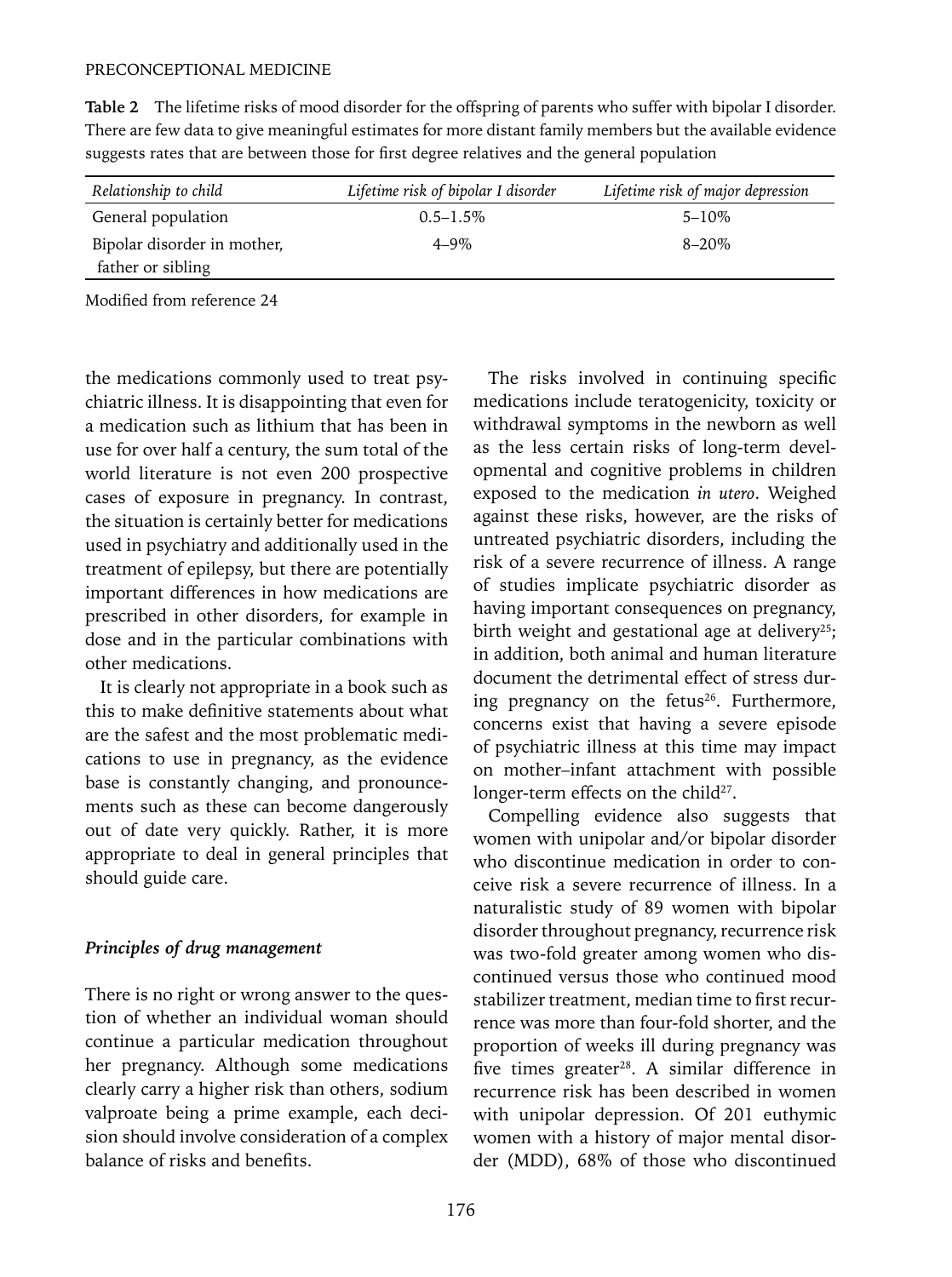**Table 2** The lifetime risks of mood disorder for the offspring of parents who suffer with bipolar I disorder. There are few data to give meaningful estimates for more distant family members but the available evidence suggests rates that are between those for first degree relatives and the general population

| *Relationship to child* | *Lifetime risk of bipolar I disorder* | *Lifetime risk of major depression* |
|---|---|---|
| General population | 0.5–1.5% | 5–10% |
| Bipolar disorder in mother, father or sibling | 4–9% | 8–20% |

Modified from reference 24

the medications commonly used to treat psychiatric illness. It is disappointing that even for a medication such as lithium that has been in use for over half a century, the sum total of the world literature is not even 200 prospective cases of exposure in pregnancy. In contrast, the situation is certainly better for medications used in psychiatry and additionally used in the treatment of epilepsy, but there are potentially important differences in how medications are prescribed in other disorders, for example in dose and in the particular combinations with other medications.

It is clearly not appropriate in a book such as this to make definitive statements about what are the safest and the most problematic medications to use in pregnancy, as the evidence base is constantly changing, and pronouncements such as these can become dangerously out of date very quickly. Rather, it is more appropriate to deal in general principles that should guide care.

### *Principles of drug management*

There is no right or wrong answer to the question of whether an individual woman should continue a particular medication throughout her pregnancy. Although some medications clearly carry a higher risk than others, sodium valproate being a prime example, each decision should involve consideration of a complex balance of risks and benefits.

The risks involved in continuing specific medications include teratogenicity, toxicity or withdrawal symptoms in the newborn as well as the less certain risks of long-term developmental and cognitive problems in children exposed to the medication *in utero*. Weighed against these risks, however, are the risks of untreated psychiatric disorders, including the risk of a severe recurrence of illness. A range of studies implicate psychiatric disorder as having important consequences on pregnancy, birth weight and gestational age at delivery[25]; in addition, both animal and human literature document the detrimental effect of stress during pregnancy on the fetus[26]. Furthermore, concerns exist that having a severe episode of psychiatric illness at this time may impact on mother–infant attachment with possible longer-term effects on the child[27].

Compelling evidence also suggests that women with unipolar and/or bipolar disorder who discontinue medication in order to conceive risk a severe recurrence of illness. In a naturalistic study of 89 women with bipolar disorder throughout pregnancy, recurrence risk was two-fold greater among women who discontinued versus those who continued mood stabilizer treatment, median time to first recurrence was more than four-fold shorter, and the proportion of weeks ill during pregnancy was five times greater[28]. A similar difference in recurrence risk has been described in women with unipolar depression. Of 201 euthymic women with a history of major mental disorder (MDD), 68% of those who discontinued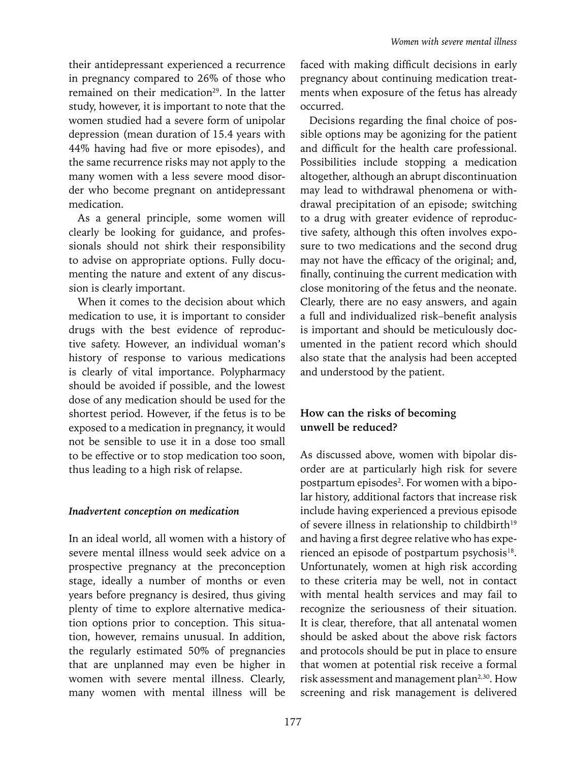their antidepressant experienced a recurrence in pregnancy compared to 26% of those who remained on their medication[29]. In the latter study, however, it is important to note that the women studied had a severe form of unipolar depression (mean duration of 15.4 years with 44% having had five or more episodes), and the same recurrence risks may not apply to the many women with a less severe mood disorder who become pregnant on antidepressant medication.

As a general principle, some women will clearly be looking for guidance, and professionals should not shirk their responsibility to advise on appropriate options. Fully documenting the nature and extent of any discussion is clearly important.

When it comes to the decision about which medication to use, it is important to consider drugs with the best evidence of reproductive safety. However, an individual woman's history of response to various medications is clearly of vital importance. Polypharmacy should be avoided if possible, and the lowest dose of any medication should be used for the shortest period. However, if the fetus is to be exposed to a medication in pregnancy, it would not be sensible to use it in a dose too small to be effective or to stop medication too soon, thus leading to a high risk of relapse.

### *Inadvertent conception on medication*

In an ideal world, all women with a history of severe mental illness would seek advice on a prospective pregnancy at the preconception stage, ideally a number of months or even years before pregnancy is desired, thus giving plenty of time to explore alternative medication options prior to conception. This situation, however, remains unusual. In addition, the regularly estimated 50% of pregnancies that are unplanned may even be higher in women with severe mental illness. Clearly, many women with mental illness will be faced with making difficult decisions in early pregnancy about continuing medication treatments when exposure of the fetus has already occurred.

Decisions regarding the final choice of possible options may be agonizing for the patient and difficult for the health care professional. Possibilities include stopping a medication altogether, although an abrupt discontinuation may lead to withdrawal phenomena or withdrawal precipitation of an episode; switching to a drug with greater evidence of reproductive safety, although this often involves exposure to two medications and the second drug may not have the efficacy of the original; and, finally, continuing the current medication with close monitoring of the fetus and the neonate. Clearly, there are no easy answers, and again a full and individualized risk–benefit analysis is important and should be meticulously documented in the patient record which should also state that the analysis had been accepted and understood by the patient.

## How can the risks of becoming unwell be reduced?

As discussed above, women with bipolar disorder are at particularly high risk for severe postpartum episodes[2]. For women with a bipolar history, additional factors that increase risk include having experienced a previous episode of severe illness in relationship to childbirth[19] and having a first degree relative who has experienced an episode of postpartum psychosis[18]. Unfortunately, women at high risk according to these criteria may be well, not in contact with mental health services and may fail to recognize the seriousness of their situation. It is clear, therefore, that all antenatal women should be asked about the above risk factors and protocols should be put in place to ensure that women at potential risk receive a formal risk assessment and management plan[2,30]. How screening and risk management is delivered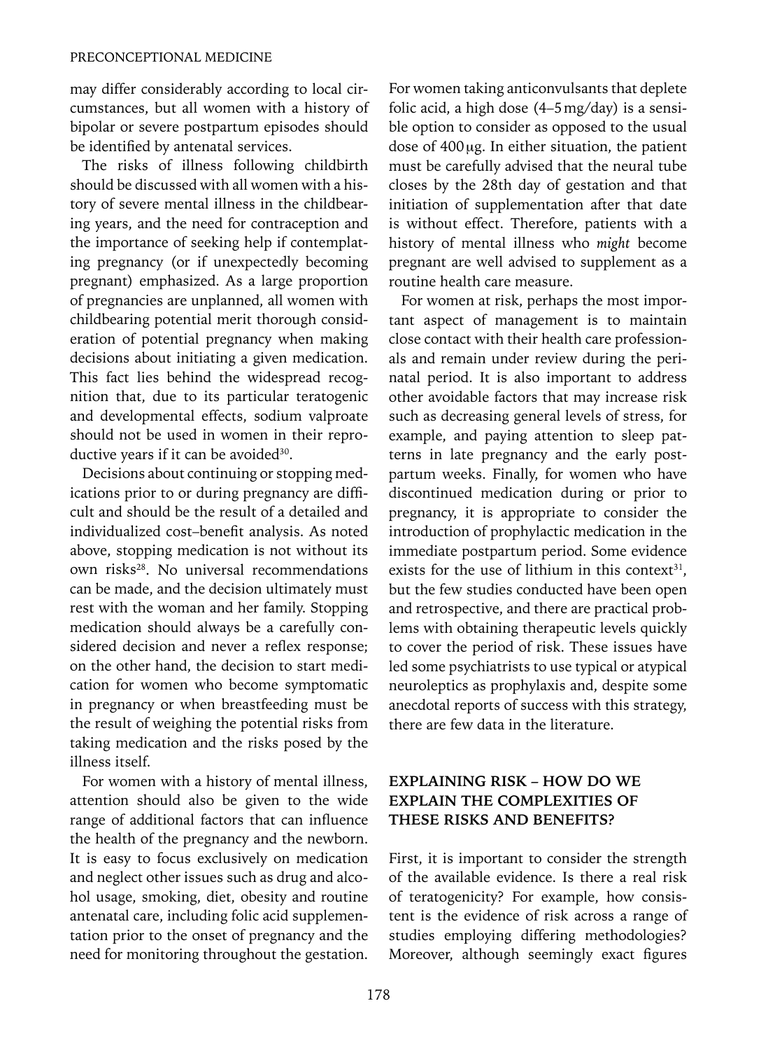may differ considerably according to local circumstances, but all women with a history of bipolar or severe postpartum episodes should be identified by antenatal services.

The risks of illness following childbirth should be discussed with all women with a history of severe mental illness in the childbearing years, and the need for contraception and the importance of seeking help if contemplating pregnancy (or if unexpectedly becoming pregnant) emphasized. As a large proportion of pregnancies are unplanned, all women with childbearing potential merit thorough consideration of potential pregnancy when making decisions about initiating a given medication. This fact lies behind the widespread recognition that, due to its particular teratogenic and developmental effects, sodium valproate should not be used in women in their reproductive years if it can be avoided[30].

Decisions about continuing or stopping medications prior to or during pregnancy are difficult and should be the result of a detailed and individualized cost–benefit analysis. As noted above, stopping medication is not without its own risks[28]. No universal recommendations can be made, and the decision ultimately must rest with the woman and her family. Stopping medication should always be a carefully considered decision and never a reflex response; on the other hand, the decision to start medication for women who become symptomatic in pregnancy or when breastfeeding must be the result of weighing the potential risks from taking medication and the risks posed by the illness itself.

For women with a history of mental illness, attention should also be given to the wide range of additional factors that can influence the health of the pregnancy and the newborn. It is easy to focus exclusively on medication and neglect other issues such as drug and alcohol usage, smoking, diet, obesity and routine antenatal care, including folic acid supplementation prior to the onset of pregnancy and the need for monitoring throughout the gestation.

For women taking anticonvulsants that deplete folic acid, a high dose (4–5 mg/day) is a sensible option to consider as opposed to the usual dose of 400 μg. In either situation, the patient must be carefully advised that the neural tube closes by the 28th day of gestation and that initiation of supplementation after that date is without effect. Therefore, patients with a history of mental illness who *might* become pregnant are well advised to supplement as a routine health care measure.

For women at risk, perhaps the most important aspect of management is to maintain close contact with their health care professionals and remain under review during the perinatal period. It is also important to address other avoidable factors that may increase risk such as decreasing general levels of stress, for example, and paying attention to sleep patterns in late pregnancy and the early postpartum weeks. Finally, for women who have discontinued medication during or prior to pregnancy, it is appropriate to consider the introduction of prophylactic medication in the immediate postpartum period. Some evidence exists for the use of lithium in this context[31], but the few studies conducted have been open and retrospective, and there are practical problems with obtaining therapeutic levels quickly to cover the period of risk. These issues have led some psychiatrists to use typical or atypical neuroleptics as prophylaxis and, despite some anecdotal reports of success with this strategy, there are few data in the literature.

## EXPLAINING RISK – HOW DO WE EXPLAIN THE COMPLEXITIES OF THESE RISKS AND BENEFITS?

First, it is important to consider the strength of the available evidence. Is there a real risk of teratogenicity? For example, how consistent is the evidence of risk across a range of studies employing differing methodologies? Moreover, although seemingly exact figures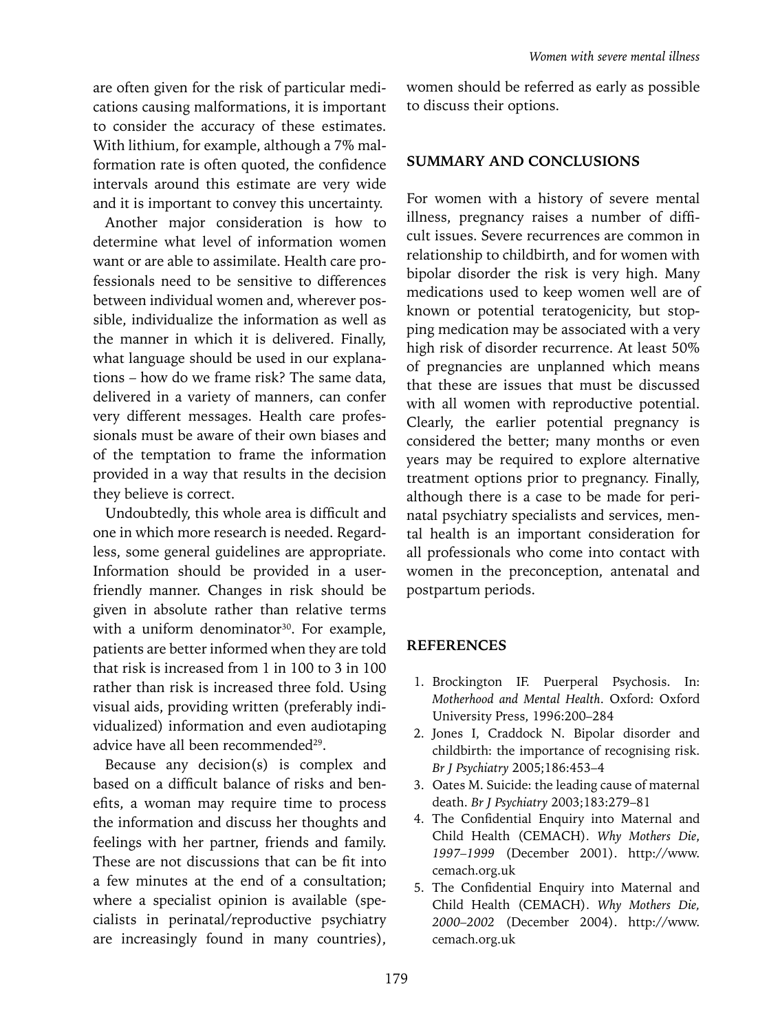are often given for the risk of particular medications causing malformations, it is important to consider the accuracy of these estimates. With lithium, for example, although a 7% malformation rate is often quoted, the confidence intervals around this estimate are very wide and it is important to convey this uncertainty.

Another major consideration is how to determine what level of information women want or are able to assimilate. Health care professionals need to be sensitive to differences between individual women and, wherever possible, individualize the information as well as the manner in which it is delivered. Finally, what language should be used in our explanations – how do we frame risk? The same data, delivered in a variety of manners, can confer very different messages. Health care professionals must be aware of their own biases and of the temptation to frame the information provided in a way that results in the decision they believe is correct.

Undoubtedly, this whole area is difficult and one in which more research is needed. Regardless, some general guidelines are appropriate. Information should be provided in a user-friendly manner. Changes in risk should be given in absolute rather than relative terms with a uniform denominator[30]. For example, patients are better informed when they are told that risk is increased from 1 in 100 to 3 in 100 rather than risk is increased three fold. Using visual aids, providing written (preferably individualized) information and even audiotaping advice have all been recommended[29].

Because any decision(s) is complex and based on a difficult balance of risks and benefits, a woman may require time to process the information and discuss her thoughts and feelings with her partner, friends and family. These are not discussions that can be fit into a few minutes at the end of a consultation; where a specialist opinion is available (specialists in perinatal/reproductive psychiatry are increasingly found in many countries), women should be referred as early as possible to discuss their options.

## SUMMARY AND CONCLUSIONS

For women with a history of severe mental illness, pregnancy raises a number of difficult issues. Severe recurrences are common in relationship to childbirth, and for women with bipolar disorder the risk is very high. Many medications used to keep women well are of known or potential teratogenicity, but stopping medication may be associated with a very high risk of disorder recurrence. At least 50% of pregnancies are unplanned which means that these are issues that must be discussed with all women with reproductive potential. Clearly, the earlier potential pregnancy is considered the better; many months or even years may be required to explore alternative treatment options prior to pregnancy. Finally, although there is a case to be made for perinatal psychiatry specialists and services, mental health is an important consideration for all professionals who come into contact with women in the preconception, antenatal and postpartum periods.

## REFERENCES

1. Brockington IF. Puerperal Psychosis. In: *Motherhood and Mental Health*. Oxford: Oxford University Press, 1996:200–284
2. Jones I, Craddock N. Bipolar disorder and childbirth: the importance of recognising risk. *Br J Psychiatry* 2005;186:453–4
3. Oates M. Suicide: the leading cause of maternal death. *Br J Psychiatry* 2003;183:279–81
4. The Confidential Enquiry into Maternal and Child Health (CEMACH). *Why Mothers Die, 1997–1999* (December 2001). http://www.cemach.org.uk
5. The Confidential Enquiry into Maternal and Child Health (CEMACH). *Why Mothers Die, 2000–2002* (December 2004). http://www.cemach.org.uk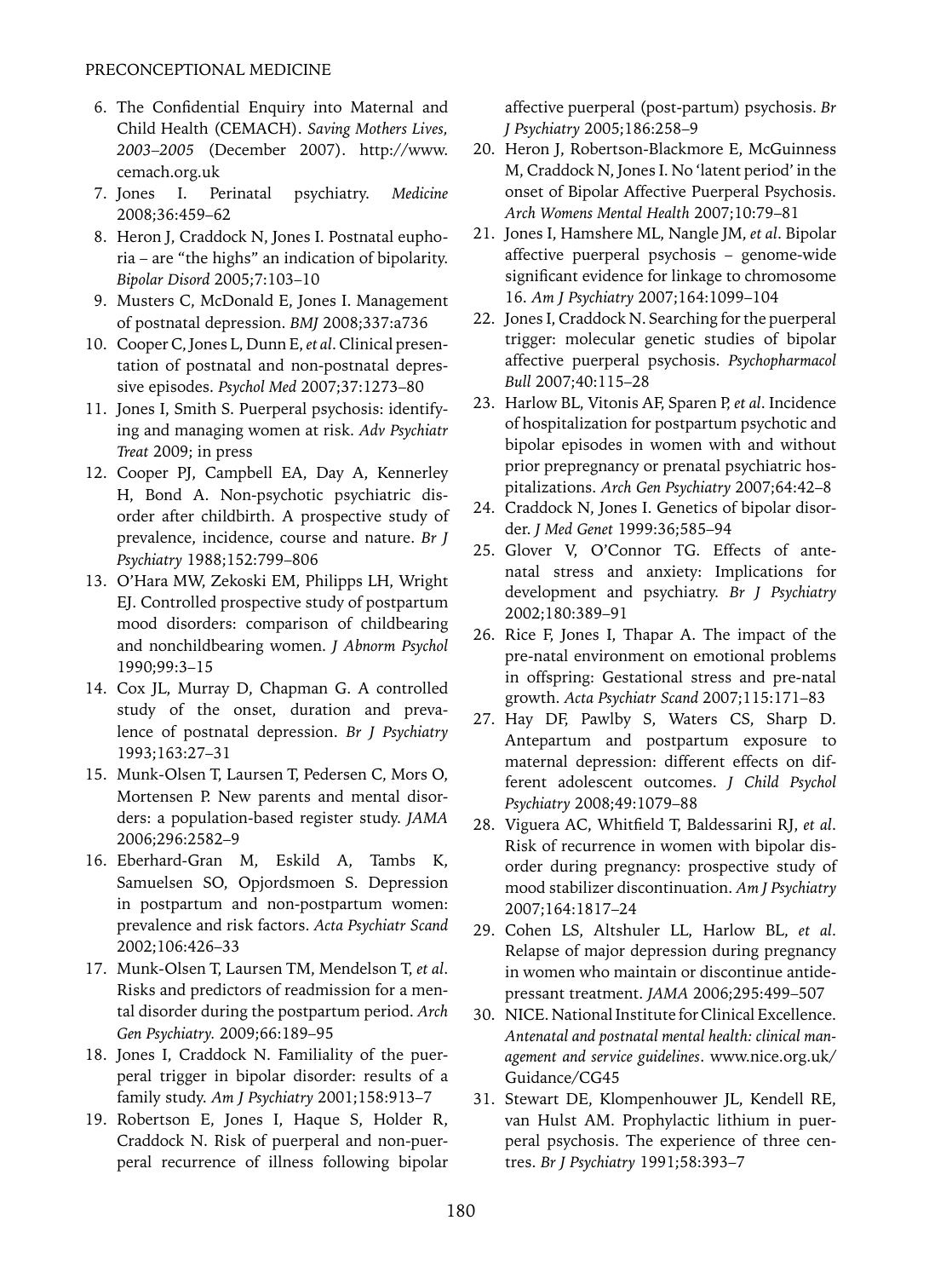6. The Confidential Enquiry into Maternal and Child Health (CEMACH). *Saving Mothers Lives, 2003–2005* (December 2007). http://www.cemach.org.uk
7. Jones I. Perinatal psychiatry. *Medicine* 2008;36:459–62
8. Heron J, Craddock N, Jones I. Postnatal euphoria – are "the highs" an indication of bipolarity. *Bipolar Disord* 2005;7:103–10
9. Musters C, McDonald E, Jones I. Management of postnatal depression. *BMJ* 2008;337:a736
10. Cooper C, Jones L, Dunn E, *et al*. Clinical presentation of postnatal and non-postnatal depressive episodes. *Psychol Med* 2007;37:1273–80
11. Jones I, Smith S. Puerperal psychosis: identifying and managing women at risk. *Adv Psychiatr Treat* 2009; in press
12. Cooper PJ, Campbell EA, Day A, Kennerley H, Bond A. Non-psychotic psychiatric disorder after childbirth. A prospective study of prevalence, incidence, course and nature. *Br J Psychiatry* 1988;152:799–806
13. O'Hara MW, Zekoski EM, Philipps LH, Wright EJ. Controlled prospective study of postpartum mood disorders: comparison of childbearing and nonchildbearing women. *J Abnorm Psychol* 1990;99:3–15
14. Cox JL, Murray D, Chapman G. A controlled study of the onset, duration and prevalence of postnatal depression. *Br J Psychiatry* 1993;163:27–31
15. Munk-Olsen T, Laursen T, Pedersen C, Mors O, Mortensen P. New parents and mental disorders: a population-based register study. *JAMA* 2006;296:2582–9
16. Eberhard-Gran M, Eskild A, Tambs K, Samuelsen SO, Opjordsmoen S. Depression in postpartum and non-postpartum women: prevalence and risk factors. *Acta Psychiatr Scand* 2002;106:426–33
17. Munk-Olsen T, Laursen TM, Mendelson T, *et al*. Risks and predictors of readmission for a mental disorder during the postpartum period. *Arch Gen Psychiatry.* 2009;66:189–95
18. Jones I, Craddock N. Familiality of the puerperal trigger in bipolar disorder: results of a family study. *Am J Psychiatry* 2001;158:913–7
19. Robertson E, Jones I, Haque S, Holder R, Craddock N. Risk of puerperal and non-puerperal recurrence of illness following bipolar affective puerperal (post-partum) psychosis. *Br J Psychiatry* 2005;186:258–9
20. Heron J, Robertson-Blackmore E, McGuinness M, Craddock N, Jones I. No 'latent period' in the onset of Bipolar Affective Puerperal Psychosis. *Arch Womens Mental Health* 2007;10:79–81
21. Jones I, Hamshere ML, Nangle JM, *et al*. Bipolar affective puerperal psychosis – genome-wide significant evidence for linkage to chromosome 16. *Am J Psychiatry* 2007;164:1099–104
22. Jones I, Craddock N. Searching for the puerperal trigger: molecular genetic studies of bipolar affective puerperal psychosis. *Psychopharmacol Bull* 2007;40:115–28
23. Harlow BL, Vitonis AF, Sparen P, *et al*. Incidence of hospitalization for postpartum psychotic and bipolar episodes in women with and without prior prepregnancy or prenatal psychiatric hospitalizations. *Arch Gen Psychiatry* 2007;64:42–8
24. Craddock N, Jones I. Genetics of bipolar disorder. *J Med Genet* 1999:36;585–94
25. Glover V, O'Connor TG. Effects of antenatal stress and anxiety: Implications for development and psychiatry. *Br J Psychiatry* 2002;180:389–91
26. Rice F, Jones I, Thapar A. The impact of the pre-natal environment on emotional problems in offspring: Gestational stress and pre-natal growth. *Acta Psychiatr Scand* 2007;115:171–83
27. Hay DF, Pawlby S, Waters CS, Sharp D. Antepartum and postpartum exposure to maternal depression: different effects on different adolescent outcomes. *J Child Psychol Psychiatry* 2008;49:1079–88
28. Viguera AC, Whitfield T, Baldessarini RJ, *et al*. Risk of recurrence in women with bipolar disorder during pregnancy: prospective study of mood stabilizer discontinuation. *Am J Psychiatry* 2007;164:1817–24
29. Cohen LS, Altshuler LL, Harlow BL, *et al*. Relapse of major depression during pregnancy in women who maintain or discontinue antidepressant treatment. *JAMA* 2006;295:499–507
30. NICE. National Institute for Clinical Excellence. *Antenatal and postnatal mental health: clinical management and service guidelines*. www.nice.org.uk/Guidance/CG45
31. Stewart DE, Klompenhouwer JL, Kendell RE, van Hulst AM. Prophylactic lithium in puerperal psychosis. The experience of three centres. *Br J Psychiatry* 1991;58:393–7